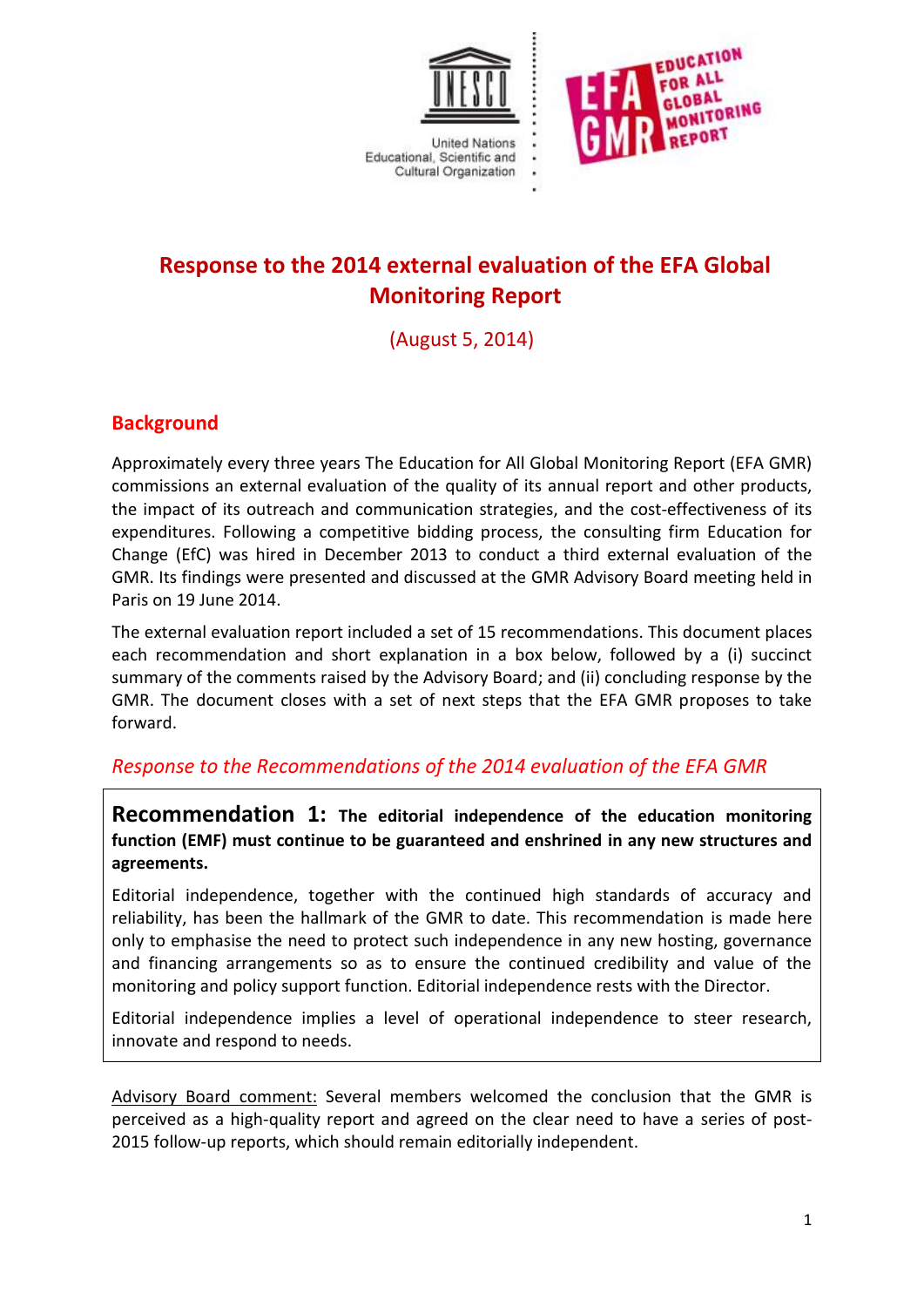# Response to the 2014 external evaluation of the EFA Global Monitoring Report

(August 5, 2014)

## Background

Approximately every three years The Education for All Global Monitoring Report (EFA GMR) commissions an external evaluation of the quality of its annual report and other products, the impact of its outreach and communication strategies, and the cost-effectiveness of its expenditures. Following a competitive bidding process, the consulting firm Education for Change (EfC) was hired in December 2013 to conduct a third external evaluation of the GMR. Its findings were presented and discussed at the GMR Advisory Board meeting held in Paris on 19 June 2014.

The external evaluation report included a set of 15 recommendations. This document places each recommendation and short explanation in a box below, followed by a (i) succinct summary of the comments raised by the Advisory Board; and (ii) concluding response by the GMR. The document closes with a set of next steps that the EFA GMR proposes to take forward.

### *Response to the Recommendations of the 2014 evaluation of the EFA GMR*

**Recommendation 1: The editorial independence of the education monitoring function (EMF) must continue to be guaranteed and enshrined in any new structures and agreements.**

Editorial independence, together with the continued high standards of accuracy and reliability, has been the hallmark of the GMR to date. This recommendation is made here only to emphasise the need to protect such independence in any new hosting, governance and financing arrangements so as to ensure the continued credibility and value of the monitoring and policy support function. Editorial independence rests with the Director.

Editorial independence implies a level of operational independence to steer research, innovate and respond to needs.

Advisory Board comment: Several members welcomed the conclusion that the GMR is perceived as a high-quality report and agreed on the clear need to have a series of post-2015 follow-up reports, which should remain editorially independent.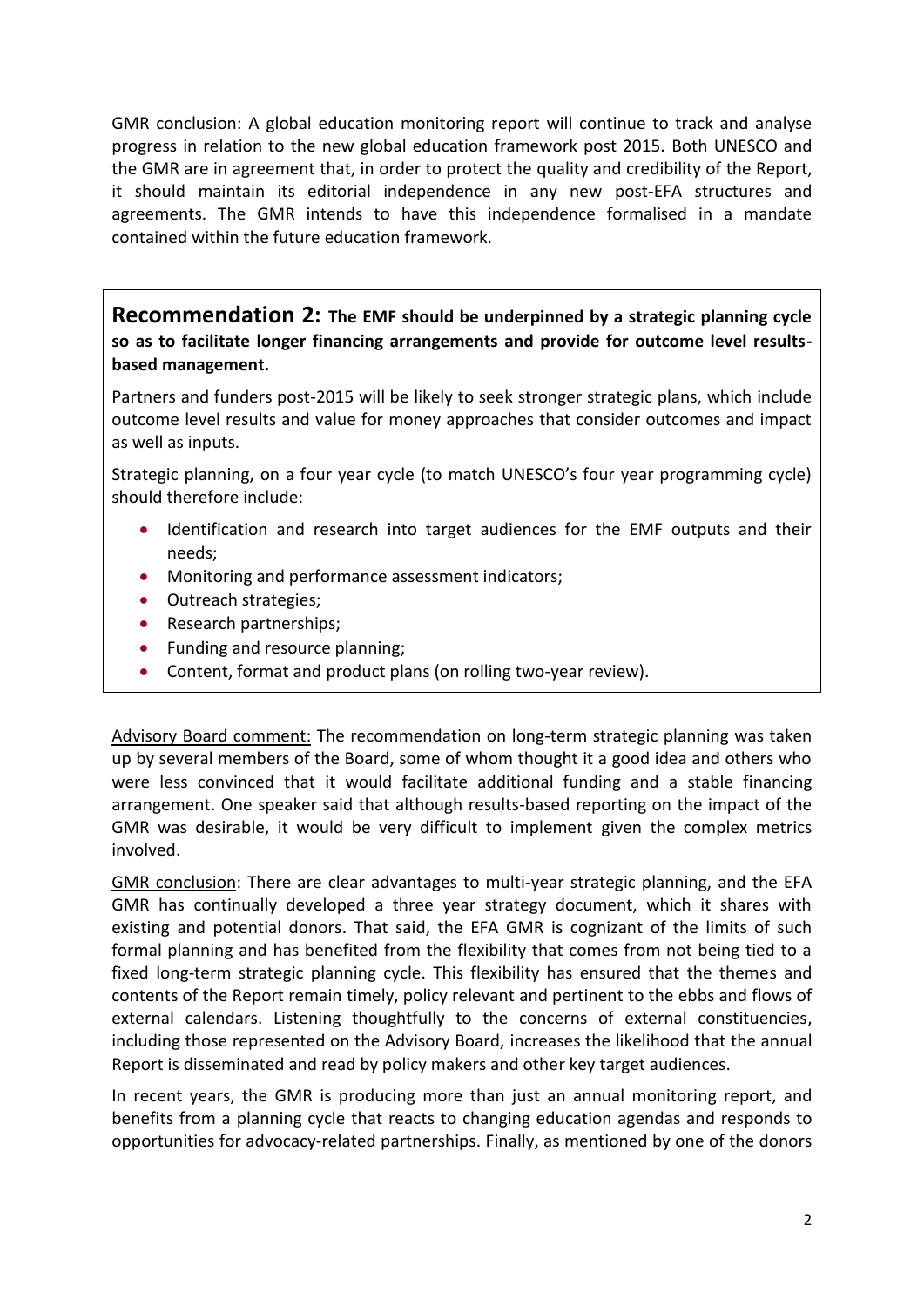GMR conclusion: A global education monitoring report will continue to track and analyse progress in relation to the new global education framework post 2015. Both UNESCO and the GMR are in agreement that, in order to protect the quality and credibility of the Report, it should maintain its editorial independence in any new post-EFA structures and agreements. The GMR intends to have this independence formalised in a mandate contained within the future education framework.

**Recommendation 2: The EMF should be underpinned by a strategic planning cycle so as to facilitate longer financing arrangements and provide for outcome level results-based management.**

Partners and funders post-2015 will be likely to seek stronger strategic plans, which include outcome level results and value for money approaches that consider outcomes and impact as well as inputs.

Strategic planning, on a four year cycle (to match UNESCO's four year programming cycle) should therefore include:

- Identification and research into target audiences for the EMF outputs and their needs;
- Monitoring and performance assessment indicators;
- Outreach strategies;
- Research partnerships;
- Funding and resource planning;
- Content, format and product plans (on rolling two-year review).

Advisory Board comment: The recommendation on long-term strategic planning was taken up by several members of the Board, some of whom thought it a good idea and others who were less convinced that it would facilitate additional funding and a stable financing arrangement. One speaker said that although results-based reporting on the impact of the GMR was desirable, it would be very difficult to implement given the complex metrics involved.

GMR conclusion: There are clear advantages to multi-year strategic planning, and the EFA GMR has continually developed a three year strategy document, which it shares with existing and potential donors. That said, the EFA GMR is cognizant of the limits of such formal planning and has benefited from the flexibility that comes from not being tied to a fixed long-term strategic planning cycle. This flexibility has ensured that the themes and contents of the Report remain timely, policy relevant and pertinent to the ebbs and flows of external calendars. Listening thoughtfully to the concerns of external constituencies, including those represented on the Advisory Board, increases the likelihood that the annual Report is disseminated and read by policy makers and other key target audiences.

In recent years, the GMR is producing more than just an annual monitoring report, and benefits from a planning cycle that reacts to changing education agendas and responds to opportunities for advocacy-related partnerships. Finally, as mentioned by one of the donors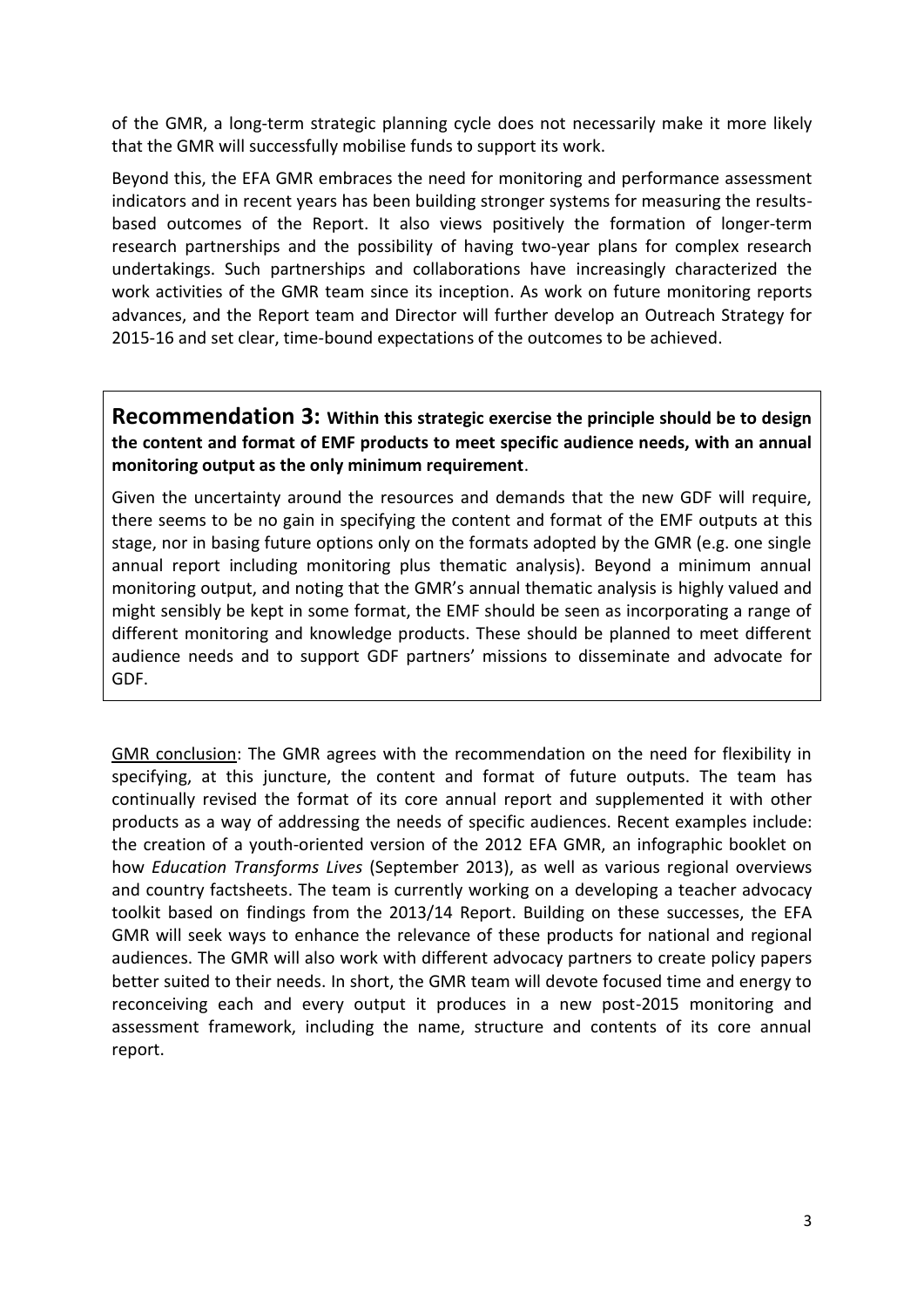of the GMR, a long-term strategic planning cycle does not necessarily make it more likely that the GMR will successfully mobilise funds to support its work.

Beyond this, the EFA GMR embraces the need for monitoring and performance assessment indicators and in recent years has been building stronger systems for measuring the results-based outcomes of the Report. It also views positively the formation of longer-term research partnerships and the possibility of having two-year plans for complex research undertakings. Such partnerships and collaborations have increasingly characterized the work activities of the GMR team since its inception. As work on future monitoring reports advances, and the Report team and Director will further develop an Outreach Strategy for 2015-16 and set clear, time-bound expectations of the outcomes to be achieved.

**Recommendation 3: Within this strategic exercise the principle should be to design the content and format of EMF products to meet specific audience needs, with an annual monitoring output as the only minimum requirement**.

Given the uncertainty around the resources and demands that the new GDF will require, there seems to be no gain in specifying the content and format of the EMF outputs at this stage, nor in basing future options only on the formats adopted by the GMR (e.g. one single annual report including monitoring plus thematic analysis). Beyond a minimum annual monitoring output, and noting that the GMR's annual thematic analysis is highly valued and might sensibly be kept in some format, the EMF should be seen as incorporating a range of different monitoring and knowledge products. These should be planned to meet different audience needs and to support GDF partners' missions to disseminate and advocate for GDF.

GMR conclusion: The GMR agrees with the recommendation on the need for flexibility in specifying, at this juncture, the content and format of future outputs. The team has continually revised the format of its core annual report and supplemented it with other products as a way of addressing the needs of specific audiences. Recent examples include: the creation of a youth-oriented version of the 2012 EFA GMR, an infographic booklet on how *Education Transforms Lives* (September 2013), as well as various regional overviews and country factsheets. The team is currently working on a developing a teacher advocacy toolkit based on findings from the 2013/14 Report. Building on these successes, the EFA GMR will seek ways to enhance the relevance of these products for national and regional audiences. The GMR will also work with different advocacy partners to create policy papers better suited to their needs. In short, the GMR team will devote focused time and energy to reconceiving each and every output it produces in a new post-2015 monitoring and assessment framework, including the name, structure and contents of its core annual report.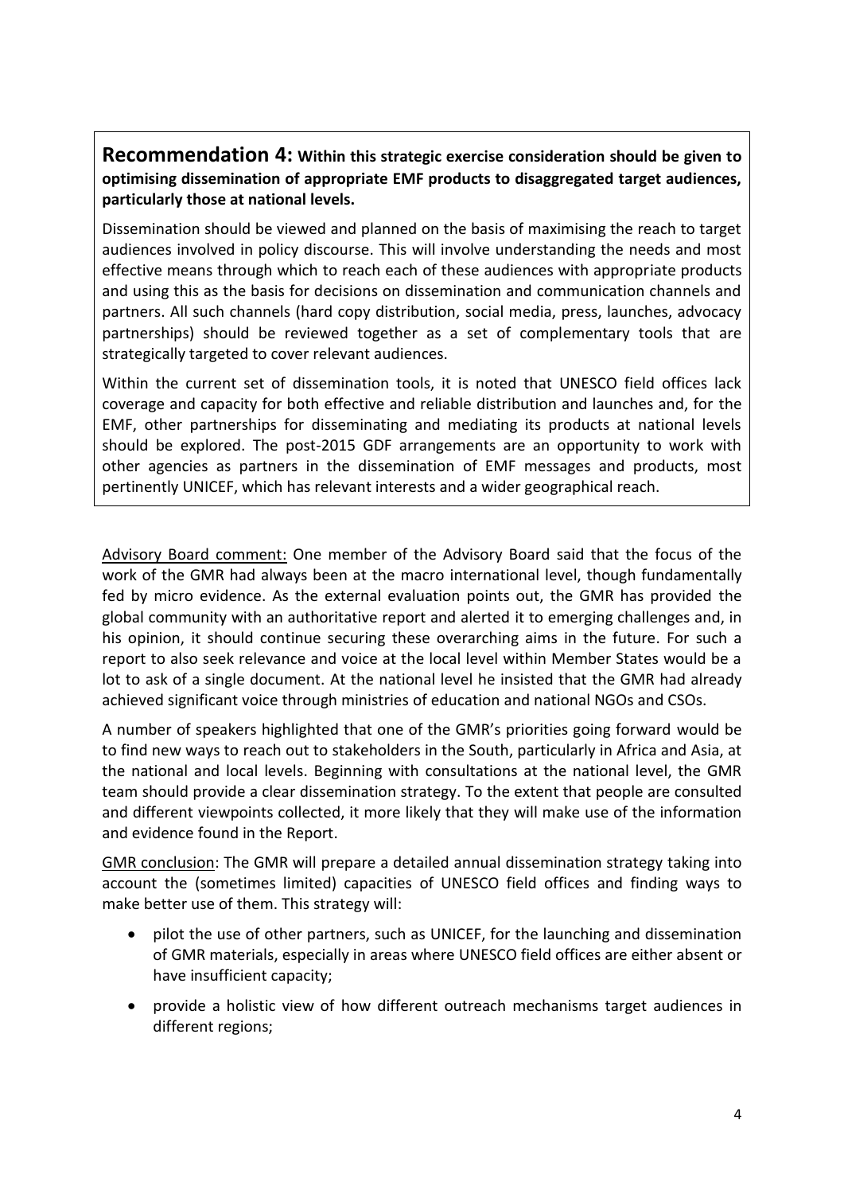**Recommendation 4: Within this strategic exercise consideration should be given to optimising dissemination of appropriate EMF products to disaggregated target audiences, particularly those at national levels.**

Dissemination should be viewed and planned on the basis of maximising the reach to target audiences involved in policy discourse. This will involve understanding the needs and most effective means through which to reach each of these audiences with appropriate products and using this as the basis for decisions on dissemination and communication channels and partners. All such channels (hard copy distribution, social media, press, launches, advocacy partnerships) should be reviewed together as a set of complementary tools that are strategically targeted to cover relevant audiences.

Within the current set of dissemination tools, it is noted that UNESCO field offices lack coverage and capacity for both effective and reliable distribution and launches and, for the EMF, other partnerships for disseminating and mediating its products at national levels should be explored. The post-2015 GDF arrangements are an opportunity to work with other agencies as partners in the dissemination of EMF messages and products, most pertinently UNICEF, which has relevant interests and a wider geographical reach.

Advisory Board comment: One member of the Advisory Board said that the focus of the work of the GMR had always been at the macro international level, though fundamentally fed by micro evidence. As the external evaluation points out, the GMR has provided the global community with an authoritative report and alerted it to emerging challenges and, in his opinion, it should continue securing these overarching aims in the future. For such a report to also seek relevance and voice at the local level within Member States would be a lot to ask of a single document. At the national level he insisted that the GMR had already achieved significant voice through ministries of education and national NGOs and CSOs.

A number of speakers highlighted that one of the GMR's priorities going forward would be to find new ways to reach out to stakeholders in the South, particularly in Africa and Asia, at the national and local levels. Beginning with consultations at the national level, the GMR team should provide a clear dissemination strategy. To the extent that people are consulted and different viewpoints collected, it more likely that they will make use of the information and evidence found in the Report.

GMR conclusion: The GMR will prepare a detailed annual dissemination strategy taking into account the (sometimes limited) capacities of UNESCO field offices and finding ways to make better use of them. This strategy will:

- pilot the use of other partners, such as UNICEF, for the launching and dissemination of GMR materials, especially in areas where UNESCO field offices are either absent or have insufficient capacity;
- provide a holistic view of how different outreach mechanisms target audiences in different regions;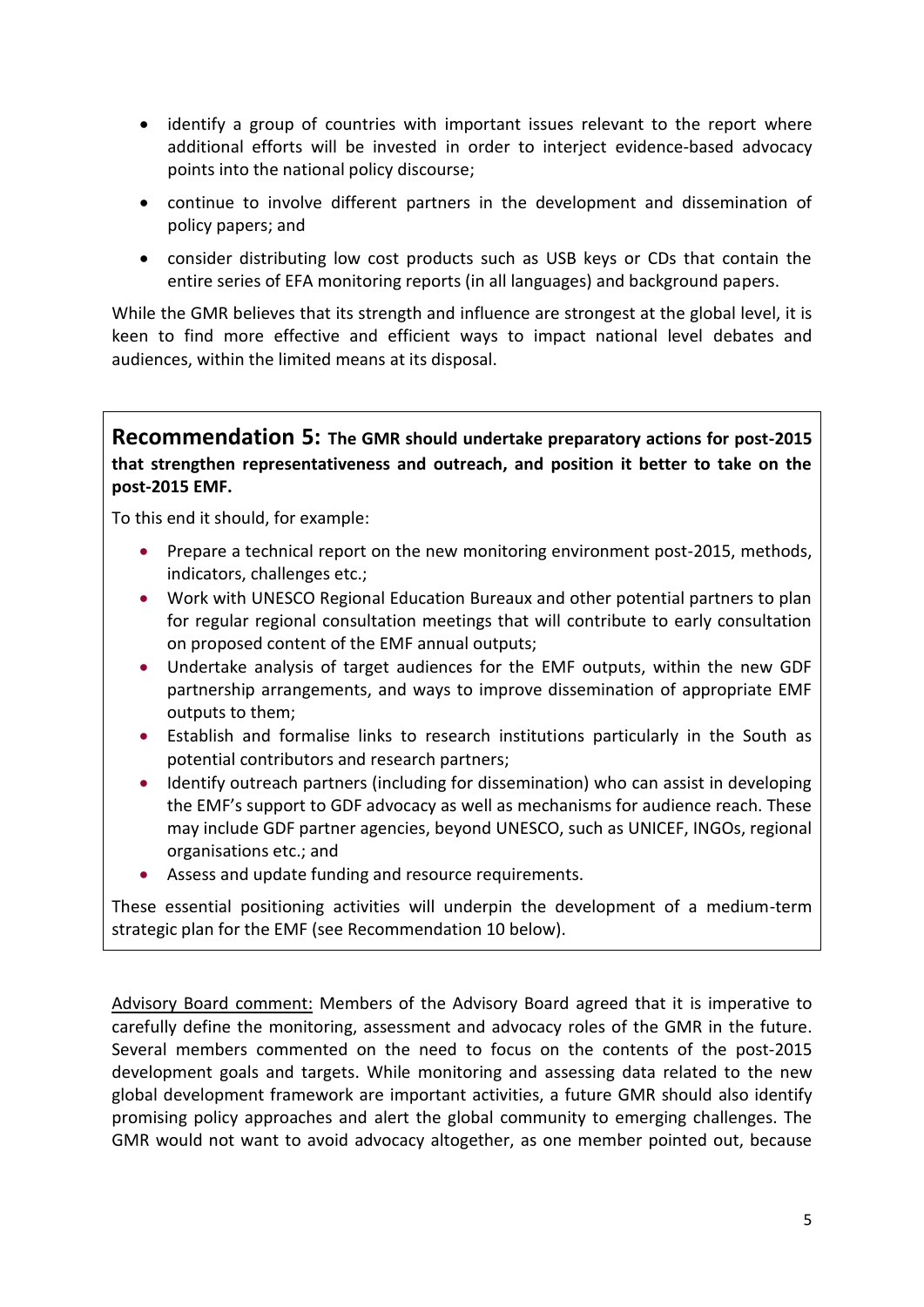- identify a group of countries with important issues relevant to the report where additional efforts will be invested in order to interject evidence-based advocacy points into the national policy discourse;
- continue to involve different partners in the development and dissemination of policy papers; and
- consider distributing low cost products such as USB keys or CDs that contain the entire series of EFA monitoring reports (in all languages) and background papers.

While the GMR believes that its strength and influence are strongest at the global level, it is keen to find more effective and efficient ways to impact national level debates and audiences, within the limited means at its disposal.

**Recommendation 5: The GMR should undertake preparatory actions for post-2015 that strengthen representativeness and outreach, and position it better to take on the post-2015 EMF.**

To this end it should, for example:

- Prepare a technical report on the new monitoring environment post-2015, methods, indicators, challenges etc.;
- Work with UNESCO Regional Education Bureaux and other potential partners to plan for regular regional consultation meetings that will contribute to early consultation on proposed content of the EMF annual outputs;
- Undertake analysis of target audiences for the EMF outputs, within the new GDF partnership arrangements, and ways to improve dissemination of appropriate EMF outputs to them;
- Establish and formalise links to research institutions particularly in the South as potential contributors and research partners;
- Identify outreach partners (including for dissemination) who can assist in developing the EMF's support to GDF advocacy as well as mechanisms for audience reach. These may include GDF partner agencies, beyond UNESCO, such as UNICEF, INGOs, regional organisations etc.; and
- Assess and update funding and resource requirements.

These essential positioning activities will underpin the development of a medium-term strategic plan for the EMF (see Recommendation 10 below).

Advisory Board comment: Members of the Advisory Board agreed that it is imperative to carefully define the monitoring, assessment and advocacy roles of the GMR in the future. Several members commented on the need to focus on the contents of the post-2015 development goals and targets. While monitoring and assessing data related to the new global development framework are important activities, a future GMR should also identify promising policy approaches and alert the global community to emerging challenges. The GMR would not want to avoid advocacy altogether, as one member pointed out, because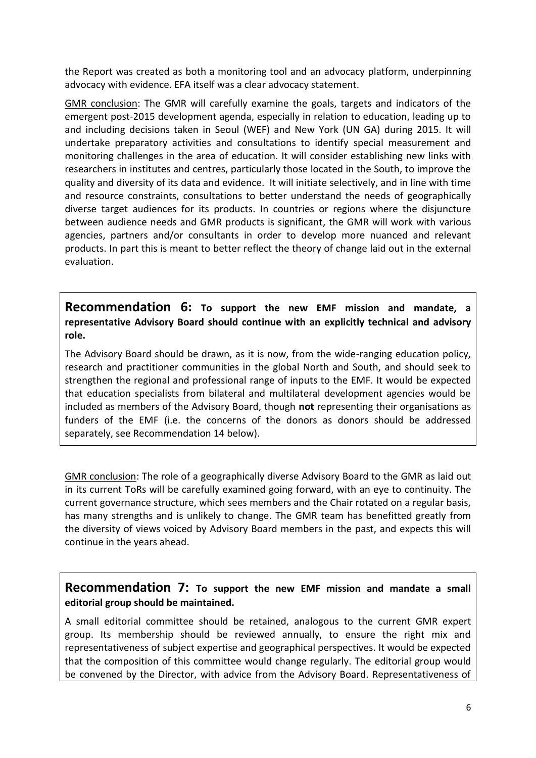the Report was created as both a monitoring tool and an advocacy platform, underpinning advocacy with evidence. EFA itself was a clear advocacy statement.

GMR conclusion: The GMR will carefully examine the goals, targets and indicators of the emergent post-2015 development agenda, especially in relation to education, leading up to and including decisions taken in Seoul (WEF) and New York (UN GA) during 2015. It will undertake preparatory activities and consultations to identify special measurement and monitoring challenges in the area of education. It will consider establishing new links with researchers in institutes and centres, particularly those located in the South, to improve the quality and diversity of its data and evidence. It will initiate selectively, and in line with time and resource constraints, consultations to better understand the needs of geographically diverse target audiences for its products. In countries or regions where the disjuncture between audience needs and GMR products is significant, the GMR will work with various agencies, partners and/or consultants in order to develop more nuanced and relevant products. In part this is meant to better reflect the theory of change laid out in the external evaluation.

## Recommendation 6: To support the new EMF mission and mandate, a representative Advisory Board should continue with an explicitly technical and advisory role.

The Advisory Board should be drawn, as it is now, from the wide-ranging education policy, research and practitioner communities in the global North and South, and should seek to strengthen the regional and professional range of inputs to the EMF. It would be expected that education specialists from bilateral and multilateral development agencies would be included as members of the Advisory Board, though **not** representing their organisations as funders of the EMF (i.e. the concerns of the donors as donors should be addressed separately, see Recommendation 14 below).

GMR conclusion: The role of a geographically diverse Advisory Board to the GMR as laid out in its current ToRs will be carefully examined going forward, with an eye to continuity. The current governance structure, which sees members and the Chair rotated on a regular basis, has many strengths and is unlikely to change. The GMR team has benefitted greatly from the diversity of views voiced by Advisory Board members in the past, and expects this will continue in the years ahead.

## Recommendation 7: To support the new EMF mission and mandate a small editorial group should be maintained.

A small editorial committee should be retained, analogous to the current GMR expert group. Its membership should be reviewed annually, to ensure the right mix and representativeness of subject expertise and geographical perspectives. It would be expected that the composition of this committee would change regularly. The editorial group would be convened by the Director, with advice from the Advisory Board. Representativeness of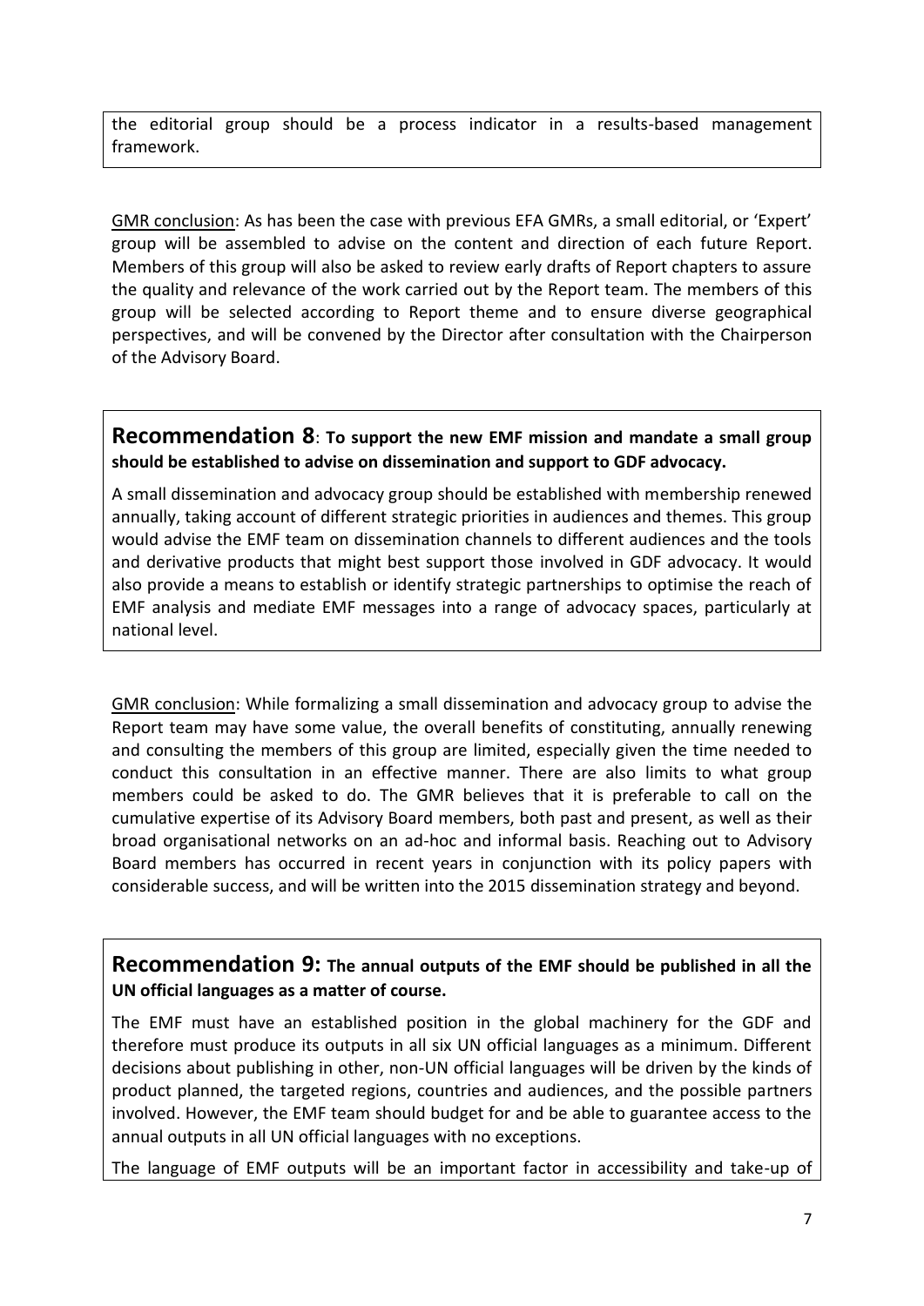the editorial group should be a process indicator in a results-based management framework.

GMR conclusion: As has been the case with previous EFA GMRs, a small editorial, or 'Expert' group will be assembled to advise on the content and direction of each future Report. Members of this group will also be asked to review early drafts of Report chapters to assure the quality and relevance of the work carried out by the Report team. The members of this group will be selected according to Report theme and to ensure diverse geographical perspectives, and will be convened by the Director after consultation with the Chairperson of the Advisory Board.

## Recommendation 8: To support the new EMF mission and mandate a small group should be established to advise on dissemination and support to GDF advocacy.

A small dissemination and advocacy group should be established with membership renewed annually, taking account of different strategic priorities in audiences and themes. This group would advise the EMF team on dissemination channels to different audiences and the tools and derivative products that might best support those involved in GDF advocacy. It would also provide a means to establish or identify strategic partnerships to optimise the reach of EMF analysis and mediate EMF messages into a range of advocacy spaces, particularly at national level.

GMR conclusion: While formalizing a small dissemination and advocacy group to advise the Report team may have some value, the overall benefits of constituting, annually renewing and consulting the members of this group are limited, especially given the time needed to conduct this consultation in an effective manner. There are also limits to what group members could be asked to do. The GMR believes that it is preferable to call on the cumulative expertise of its Advisory Board members, both past and present, as well as their broad organisational networks on an ad-hoc and informal basis. Reaching out to Advisory Board members has occurred in recent years in conjunction with its policy papers with considerable success, and will be written into the 2015 dissemination strategy and beyond.

## Recommendation 9: The annual outputs of the EMF should be published in all the UN official languages as a matter of course.

The EMF must have an established position in the global machinery for the GDF and therefore must produce its outputs in all six UN official languages as a minimum. Different decisions about publishing in other, non-UN official languages will be driven by the kinds of product planned, the targeted regions, countries and audiences, and the possible partners involved. However, the EMF team should budget for and be able to guarantee access to the annual outputs in all UN official languages with no exceptions.

The language of EMF outputs will be an important factor in accessibility and take-up of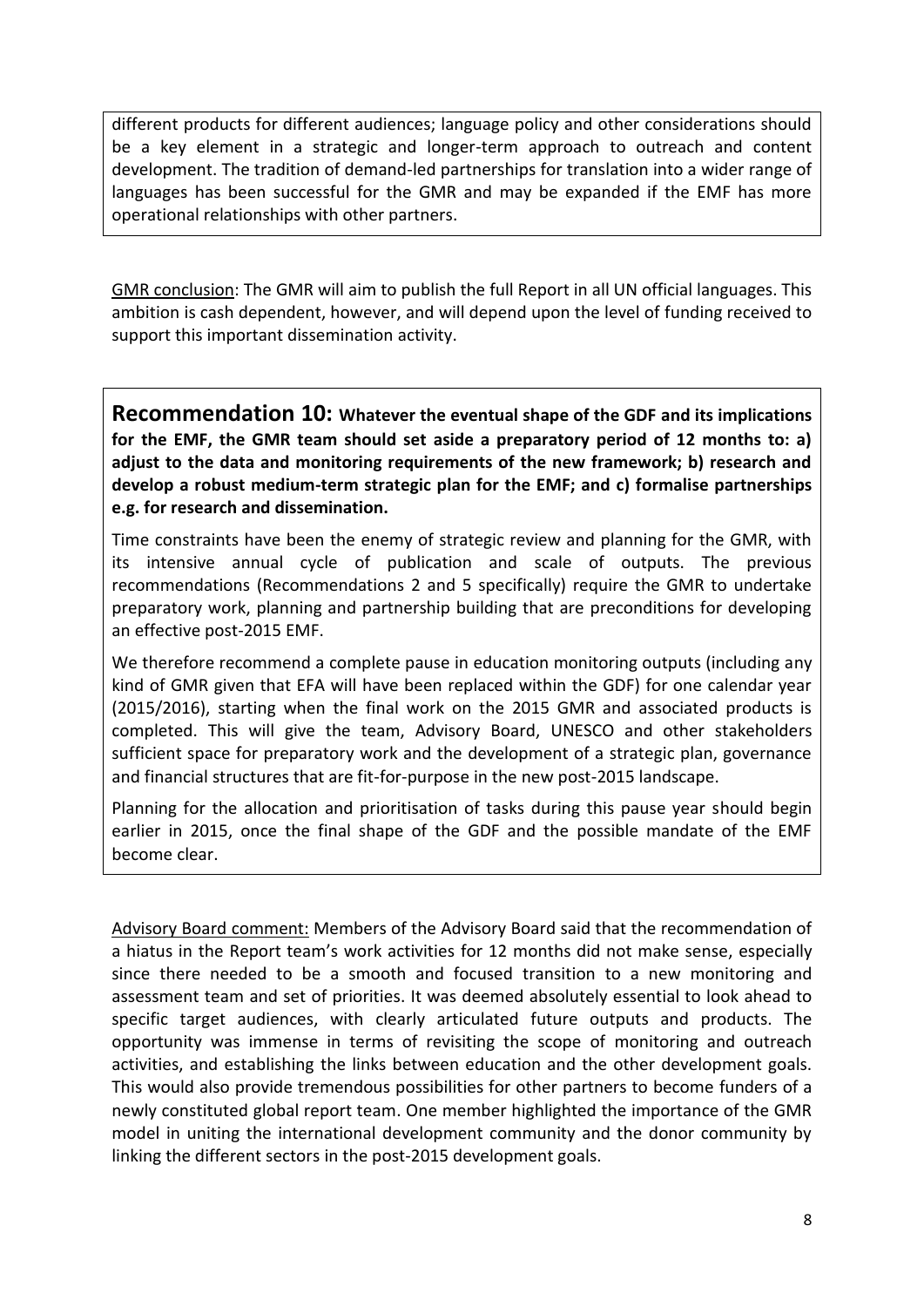different products for different audiences; language policy and other considerations should be a key element in a strategic and longer-term approach to outreach and content development. The tradition of demand-led partnerships for translation into a wider range of languages has been successful for the GMR and may be expanded if the EMF has more operational relationships with other partners.

GMR conclusion: The GMR will aim to publish the full Report in all UN official languages. This ambition is cash dependent, however, and will depend upon the level of funding received to support this important dissemination activity.

**Recommendation 10: Whatever the eventual shape of the GDF and its implications for the EMF, the GMR team should set aside a preparatory period of 12 months to: a) adjust to the data and monitoring requirements of the new framework; b) research and develop a robust medium-term strategic plan for the EMF; and c) formalise partnerships e.g. for research and dissemination.**

Time constraints have been the enemy of strategic review and planning for the GMR, with its intensive annual cycle of publication and scale of outputs. The previous recommendations (Recommendations 2 and 5 specifically) require the GMR to undertake preparatory work, planning and partnership building that are preconditions for developing an effective post-2015 EMF.

We therefore recommend a complete pause in education monitoring outputs (including any kind of GMR given that EFA will have been replaced within the GDF) for one calendar year (2015/2016), starting when the final work on the 2015 GMR and associated products is completed. This will give the team, Advisory Board, UNESCO and other stakeholders sufficient space for preparatory work and the development of a strategic plan, governance and financial structures that are fit-for-purpose in the new post-2015 landscape.

Planning for the allocation and prioritisation of tasks during this pause year should begin earlier in 2015, once the final shape of the GDF and the possible mandate of the EMF become clear.

Advisory Board comment: Members of the Advisory Board said that the recommendation of a hiatus in the Report team's work activities for 12 months did not make sense, especially since there needed to be a smooth and focused transition to a new monitoring and assessment team and set of priorities. It was deemed absolutely essential to look ahead to specific target audiences, with clearly articulated future outputs and products. The opportunity was immense in terms of revisiting the scope of monitoring and outreach activities, and establishing the links between education and the other development goals. This would also provide tremendous possibilities for other partners to become funders of a newly constituted global report team. One member highlighted the importance of the GMR model in uniting the international development community and the donor community by linking the different sectors in the post-2015 development goals.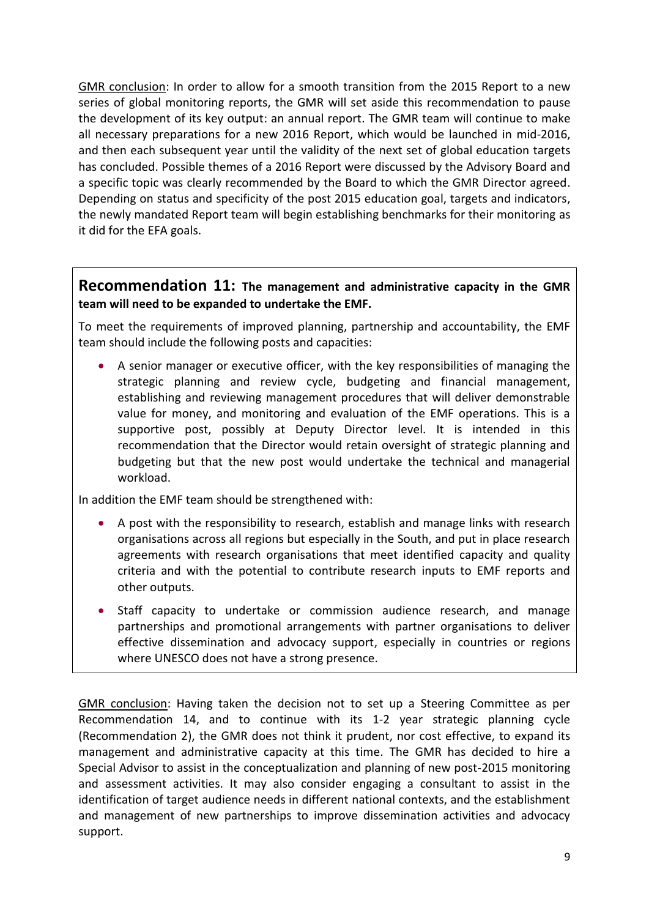<u>GMR conclusion</u>: In order to allow for a smooth transition from the 2015 Report to a new series of global monitoring reports, the GMR will set aside this recommendation to pause the development of its key output: an annual report. The GMR team will continue to make all necessary preparations for a new 2016 Report, which would be launched in mid-2016, and then each subsequent year until the validity of the next set of global education targets has concluded. Possible themes of a 2016 Report were discussed by the Advisory Board and a specific topic was clearly recommended by the Board to which the GMR Director agreed. Depending on status and specificity of the post 2015 education goal, targets and indicators, the newly mandated Report team will begin establishing benchmarks for their monitoring as it did for the EFA goals.

## Recommendation 11: The management and administrative capacity in the GMR team will need to be expanded to undertake the EMF.

To meet the requirements of improved planning, partnership and accountability, the EMF team should include the following posts and capacities:

- A senior manager or executive officer, with the key responsibilities of managing the strategic planning and review cycle, budgeting and financial management, establishing and reviewing management procedures that will deliver demonstrable value for money, and monitoring and evaluation of the EMF operations. This is a supportive post, possibly at Deputy Director level. It is intended in this recommendation that the Director would retain oversight of strategic planning and budgeting but that the new post would undertake the technical and managerial workload.

In addition the EMF team should be strengthened with:

- A post with the responsibility to research, establish and manage links with research organisations across all regions but especially in the South, and put in place research agreements with research organisations that meet identified capacity and quality criteria and with the potential to contribute research inputs to EMF reports and other outputs.
- Staff capacity to undertake or commission audience research, and manage partnerships and promotional arrangements with partner organisations to deliver effective dissemination and advocacy support, especially in countries or regions where UNESCO does not have a strong presence.

<u>GMR conclusion</u>: Having taken the decision not to set up a Steering Committee as per Recommendation 14, and to continue with its 1-2 year strategic planning cycle (Recommendation 2), the GMR does not think it prudent, nor cost effective, to expand its management and administrative capacity at this time. The GMR has decided to hire a Special Advisor to assist in the conceptualization and planning of new post-2015 monitoring and assessment activities. It may also consider engaging a consultant to assist in the identification of target audience needs in different national contexts, and the establishment and management of new partnerships to improve dissemination activities and advocacy support.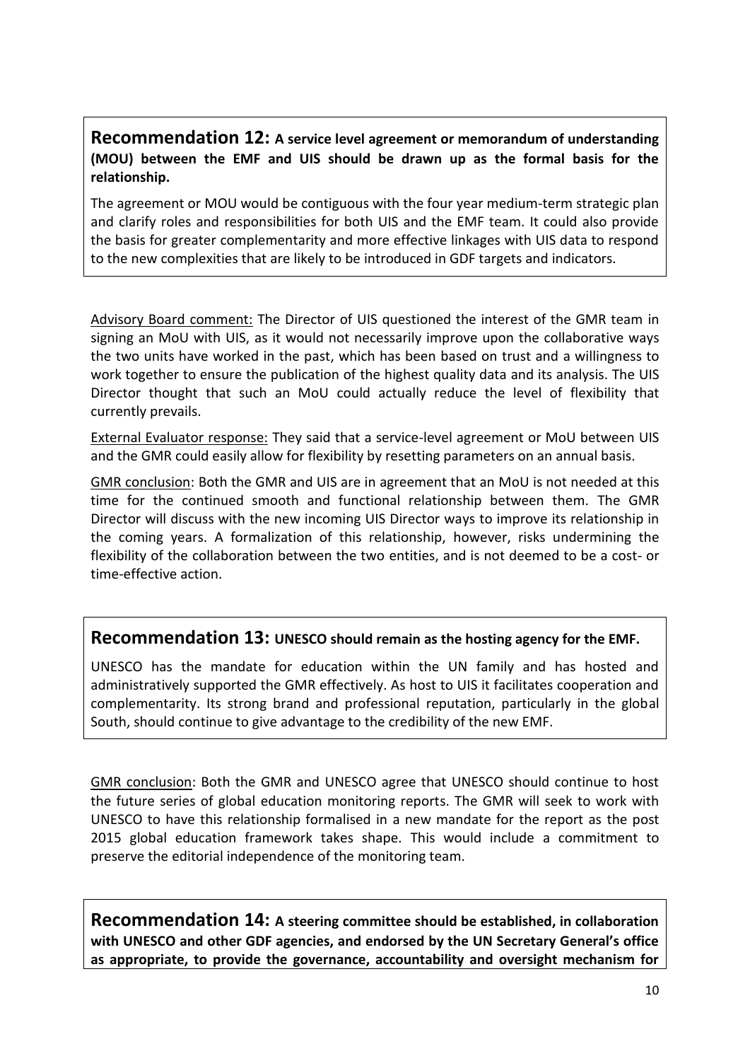**Recommendation 12: A service level agreement or memorandum of understanding (MOU) between the EMF and UIS should be drawn up as the formal basis for the relationship.**

The agreement or MOU would be contiguous with the four year medium-term strategic plan and clarify roles and responsibilities for both UIS and the EMF team. It could also provide the basis for greater complementarity and more effective linkages with UIS data to respond to the new complexities that are likely to be introduced in GDF targets and indicators.

Advisory Board comment: The Director of UIS questioned the interest of the GMR team in signing an MoU with UIS, as it would not necessarily improve upon the collaborative ways the two units have worked in the past, which has been based on trust and a willingness to work together to ensure the publication of the highest quality data and its analysis. The UIS Director thought that such an MoU could actually reduce the level of flexibility that currently prevails.

External Evaluator response: They said that a service-level agreement or MoU between UIS and the GMR could easily allow for flexibility by resetting parameters on an annual basis.

GMR conclusion: Both the GMR and UIS are in agreement that an MoU is not needed at this time for the continued smooth and functional relationship between them. The GMR Director will discuss with the new incoming UIS Director ways to improve its relationship in the coming years. A formalization of this relationship, however, risks undermining the flexibility of the collaboration between the two entities, and is not deemed to be a cost- or time-effective action.

**Recommendation 13: UNESCO should remain as the hosting agency for the EMF.**

UNESCO has the mandate for education within the UN family and has hosted and administratively supported the GMR effectively. As host to UIS it facilitates cooperation and complementarity. Its strong brand and professional reputation, particularly in the global South, should continue to give advantage to the credibility of the new EMF.

GMR conclusion: Both the GMR and UNESCO agree that UNESCO should continue to host the future series of global education monitoring reports. The GMR will seek to work with UNESCO to have this relationship formalised in a new mandate for the report as the post 2015 global education framework takes shape. This would include a commitment to preserve the editorial independence of the monitoring team.

**Recommendation 14: A steering committee should be established, in collaboration with UNESCO and other GDF agencies, and endorsed by the UN Secretary General's office as appropriate, to provide the governance, accountability and oversight mechanism for**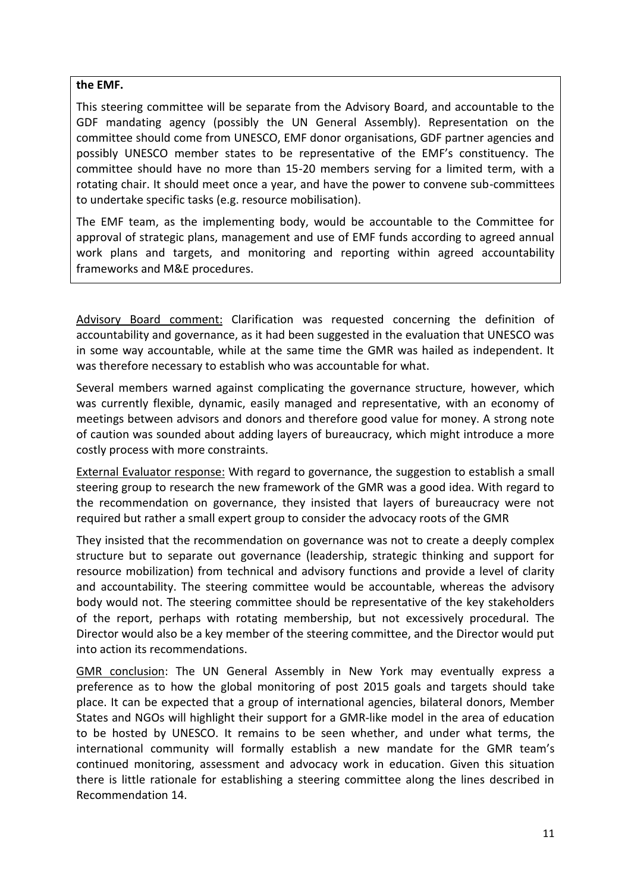**the EMF.**

This steering committee will be separate from the Advisory Board, and accountable to the GDF mandating agency (possibly the UN General Assembly). Representation on the committee should come from UNESCO, EMF donor organisations, GDF partner agencies and possibly UNESCO member states to be representative of the EMF's constituency. The committee should have no more than 15-20 members serving for a limited term, with a rotating chair. It should meet once a year, and have the power to convene sub-committees to undertake specific tasks (e.g. resource mobilisation).

The EMF team, as the implementing body, would be accountable to the Committee for approval of strategic plans, management and use of EMF funds according to agreed annual work plans and targets, and monitoring and reporting within agreed accountability frameworks and M&E procedures.

Advisory Board comment: Clarification was requested concerning the definition of accountability and governance, as it had been suggested in the evaluation that UNESCO was in some way accountable, while at the same time the GMR was hailed as independent. It was therefore necessary to establish who was accountable for what.

Several members warned against complicating the governance structure, however, which was currently flexible, dynamic, easily managed and representative, with an economy of meetings between advisors and donors and therefore good value for money. A strong note of caution was sounded about adding layers of bureaucracy, which might introduce a more costly process with more constraints.

External Evaluator response: With regard to governance, the suggestion to establish a small steering group to research the new framework of the GMR was a good idea. With regard to the recommendation on governance, they insisted that layers of bureaucracy were not required but rather a small expert group to consider the advocacy roots of the GMR

They insisted that the recommendation on governance was not to create a deeply complex structure but to separate out governance (leadership, strategic thinking and support for resource mobilization) from technical and advisory functions and provide a level of clarity and accountability. The steering committee would be accountable, whereas the advisory body would not. The steering committee should be representative of the key stakeholders of the report, perhaps with rotating membership, but not excessively procedural. The Director would also be a key member of the steering committee, and the Director would put into action its recommendations.

GMR conclusion: The UN General Assembly in New York may eventually express a preference as to how the global monitoring of post 2015 goals and targets should take place. It can be expected that a group of international agencies, bilateral donors, Member States and NGOs will highlight their support for a GMR-like model in the area of education to be hosted by UNESCO. It remains to be seen whether, and under what terms, the international community will formally establish a new mandate for the GMR team's continued monitoring, assessment and advocacy work in education. Given this situation there is little rationale for establishing a steering committee along the lines described in Recommendation 14.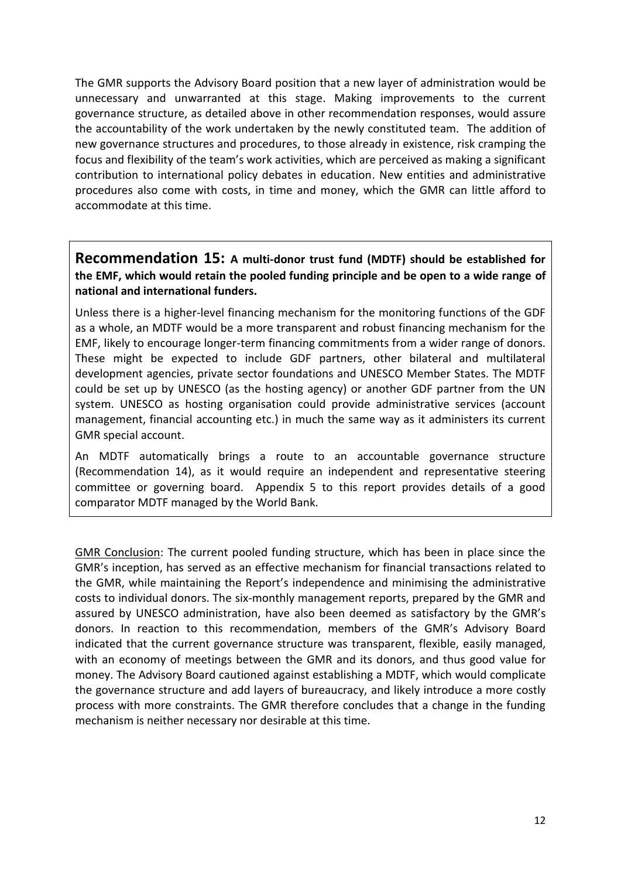The GMR supports the Advisory Board position that a new layer of administration would be unnecessary and unwarranted at this stage. Making improvements to the current governance structure, as detailed above in other recommendation responses, would assure the accountability of the work undertaken by the newly constituted team. The addition of new governance structures and procedures, to those already in existence, risk cramping the focus and flexibility of the team's work activities, which are perceived as making a significant contribution to international policy debates in education. New entities and administrative procedures also come with costs, in time and money, which the GMR can little afford to accommodate at this time.

**Recommendation 15: A multi-donor trust fund (MDTF) should be established for the EMF, which would retain the pooled funding principle and be open to a wide range of national and international funders.**

Unless there is a higher-level financing mechanism for the monitoring functions of the GDF as a whole, an MDTF would be a more transparent and robust financing mechanism for the EMF, likely to encourage longer-term financing commitments from a wider range of donors. These might be expected to include GDF partners, other bilateral and multilateral development agencies, private sector foundations and UNESCO Member States. The MDTF could be set up by UNESCO (as the hosting agency) or another GDF partner from the UN system. UNESCO as hosting organisation could provide administrative services (account management, financial accounting etc.) in much the same way as it administers its current GMR special account.

An MDTF automatically brings a route to an accountable governance structure (Recommendation 14), as it would require an independent and representative steering committee or governing board. Appendix 5 to this report provides details of a good comparator MDTF managed by the World Bank.

GMR Conclusion: The current pooled funding structure, which has been in place since the GMR's inception, has served as an effective mechanism for financial transactions related to the GMR, while maintaining the Report's independence and minimising the administrative costs to individual donors. The six-monthly management reports, prepared by the GMR and assured by UNESCO administration, have also been deemed as satisfactory by the GMR's donors. In reaction to this recommendation, members of the GMR's Advisory Board indicated that the current governance structure was transparent, flexible, easily managed, with an economy of meetings between the GMR and its donors, and thus good value for money. The Advisory Board cautioned against establishing a MDTF, which would complicate the governance structure and add layers of bureaucracy, and likely introduce a more costly process with more constraints. The GMR therefore concludes that a change in the funding mechanism is neither necessary nor desirable at this time.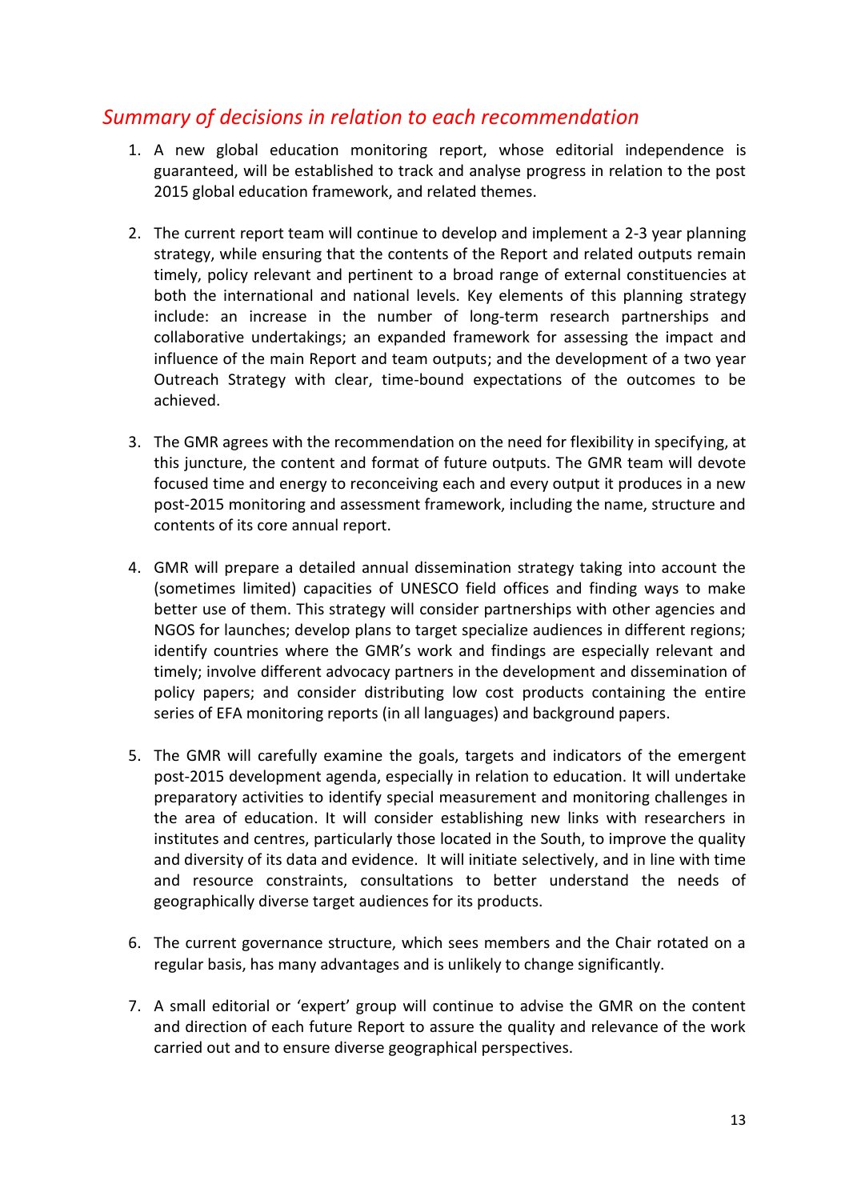## *Summary of decisions in relation to each recommendation*

1. A new global education monitoring report, whose editorial independence is guaranteed, will be established to track and analyse progress in relation to the post 2015 global education framework, and related themes.

2. The current report team will continue to develop and implement a 2-3 year planning strategy, while ensuring that the contents of the Report and related outputs remain timely, policy relevant and pertinent to a broad range of external constituencies at both the international and national levels. Key elements of this planning strategy include: an increase in the number of long-term research partnerships and collaborative undertakings; an expanded framework for assessing the impact and influence of the main Report and team outputs; and the development of a two year Outreach Strategy with clear, time-bound expectations of the outcomes to be achieved.

3. The GMR agrees with the recommendation on the need for flexibility in specifying, at this juncture, the content and format of future outputs. The GMR team will devote focused time and energy to reconceiving each and every output it produces in a new post-2015 monitoring and assessment framework, including the name, structure and contents of its core annual report.

4. GMR will prepare a detailed annual dissemination strategy taking into account the (sometimes limited) capacities of UNESCO field offices and finding ways to make better use of them. This strategy will consider partnerships with other agencies and NGOS for launches; develop plans to target specialize audiences in different regions; identify countries where the GMR's work and findings are especially relevant and timely; involve different advocacy partners in the development and dissemination of policy papers; and consider distributing low cost products containing the entire series of EFA monitoring reports (in all languages) and background papers.

5. The GMR will carefully examine the goals, targets and indicators of the emergent post-2015 development agenda, especially in relation to education. It will undertake preparatory activities to identify special measurement and monitoring challenges in the area of education. It will consider establishing new links with researchers in institutes and centres, particularly those located in the South, to improve the quality and diversity of its data and evidence. It will initiate selectively, and in line with time and resource constraints, consultations to better understand the needs of geographically diverse target audiences for its products.

6. The current governance structure, which sees members and the Chair rotated on a regular basis, has many advantages and is unlikely to change significantly.

7. A small editorial or 'expert' group will continue to advise the GMR on the content and direction of each future Report to assure the quality and relevance of the work carried out and to ensure diverse geographical perspectives.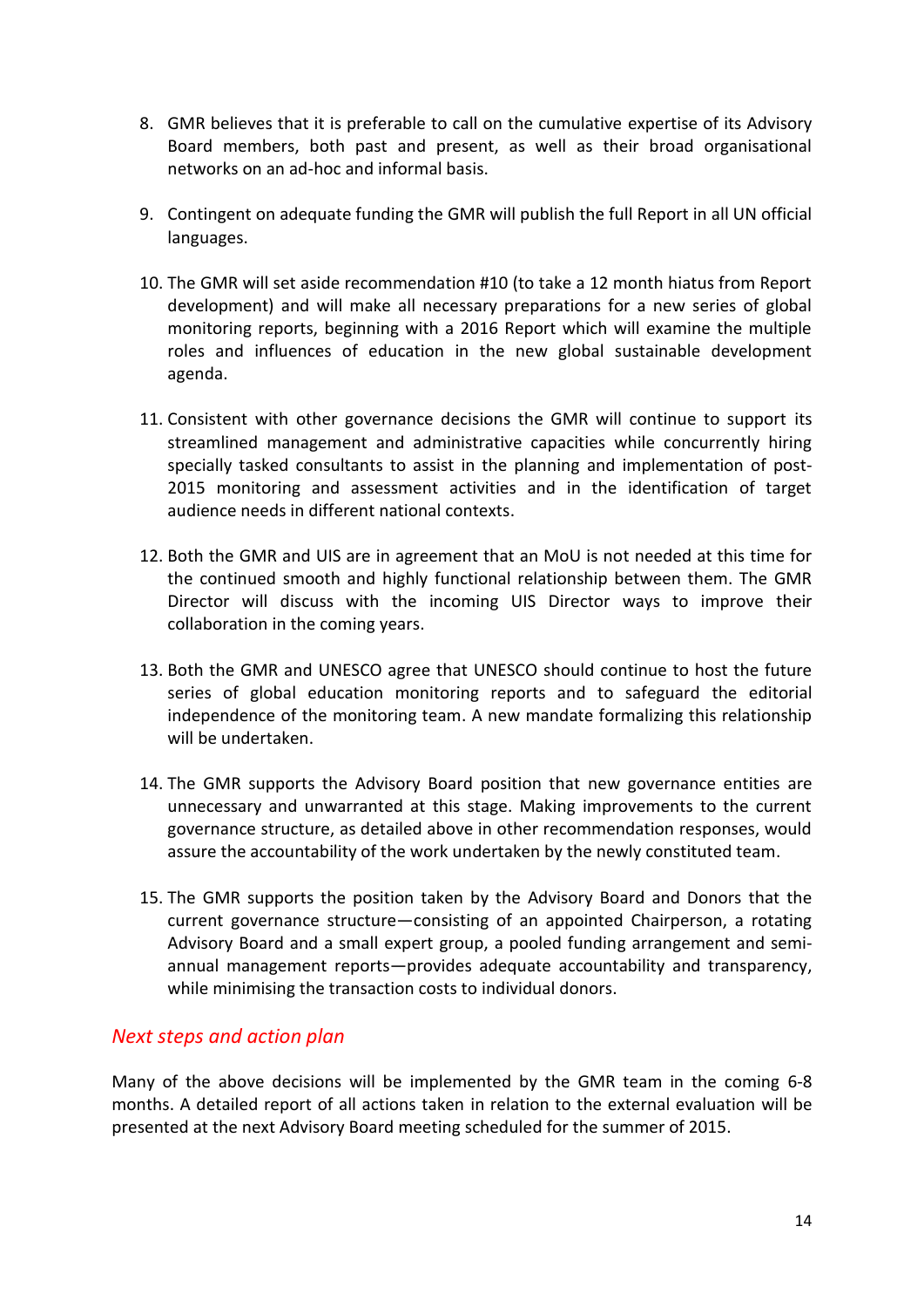8. GMR believes that it is preferable to call on the cumulative expertise of its Advisory Board members, both past and present, as well as their broad organisational networks on an ad-hoc and informal basis.

9. Contingent on adequate funding the GMR will publish the full Report in all UN official languages.

10. The GMR will set aside recommendation #10 (to take a 12 month hiatus from Report development) and will make all necessary preparations for a new series of global monitoring reports, beginning with a 2016 Report which will examine the multiple roles and influences of education in the new global sustainable development agenda.

11. Consistent with other governance decisions the GMR will continue to support its streamlined management and administrative capacities while concurrently hiring specially tasked consultants to assist in the planning and implementation of post-2015 monitoring and assessment activities and in the identification of target audience needs in different national contexts.

12. Both the GMR and UIS are in agreement that an MoU is not needed at this time for the continued smooth and highly functional relationship between them. The GMR Director will discuss with the incoming UIS Director ways to improve their collaboration in the coming years.

13. Both the GMR and UNESCO agree that UNESCO should continue to host the future series of global education monitoring reports and to safeguard the editorial independence of the monitoring team. A new mandate formalizing this relationship will be undertaken.

14. The GMR supports the Advisory Board position that new governance entities are unnecessary and unwarranted at this stage. Making improvements to the current governance structure, as detailed above in other recommendation responses, would assure the accountability of the work undertaken by the newly constituted team.

15. The GMR supports the position taken by the Advisory Board and Donors that the current governance structure—consisting of an appointed Chairperson, a rotating Advisory Board and a small expert group, a pooled funding arrangement and semi-annual management reports—provides adequate accountability and transparency, while minimising the transaction costs to individual donors.

## *Next steps and action plan*

Many of the above decisions will be implemented by the GMR team in the coming 6-8 months. A detailed report of all actions taken in relation to the external evaluation will be presented at the next Advisory Board meeting scheduled for the summer of 2015.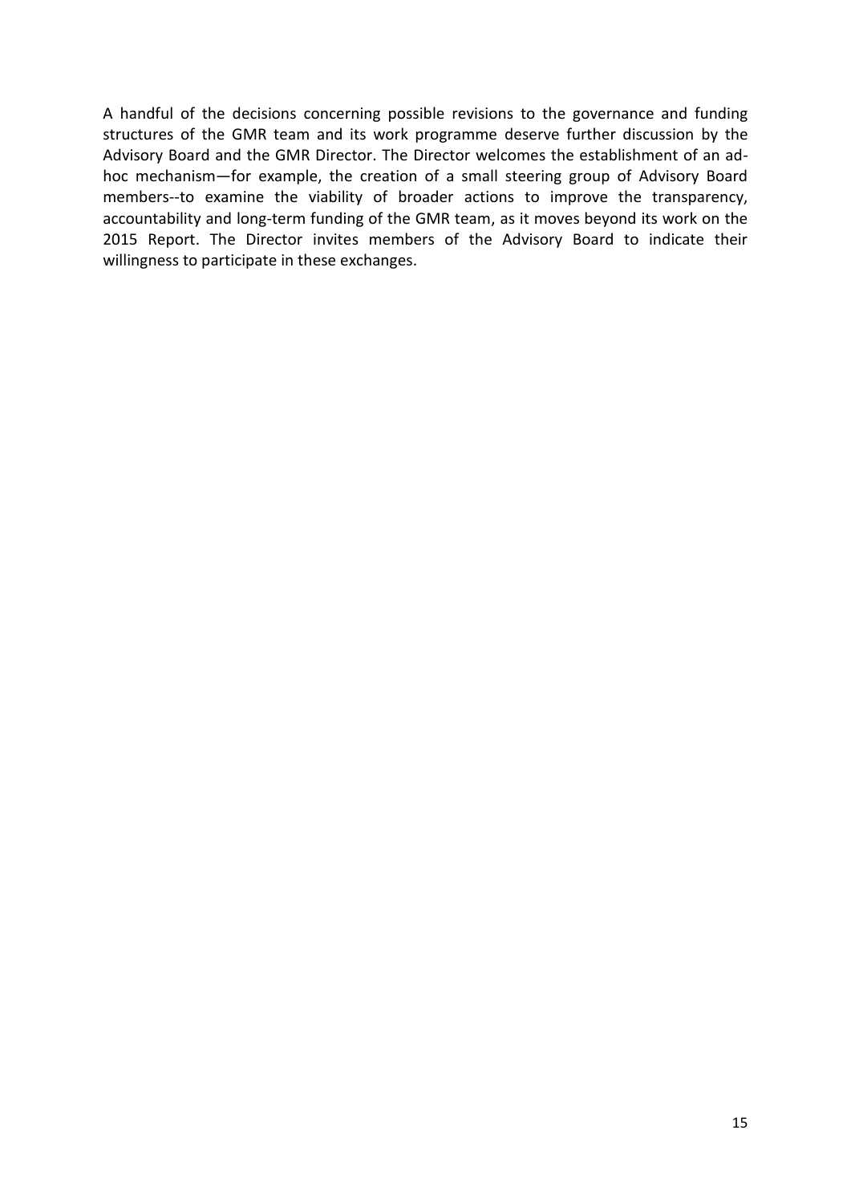A handful of the decisions concerning possible revisions to the governance and funding structures of the GMR team and its work programme deserve further discussion by the Advisory Board and the GMR Director. The Director welcomes the establishment of an ad-hoc mechanism—for example, the creation of a small steering group of Advisory Board members--to examine the viability of broader actions to improve the transparency, accountability and long-term funding of the GMR team, as it moves beyond its work on the 2015 Report. The Director invites members of the Advisory Board to indicate their willingness to participate in these exchanges.